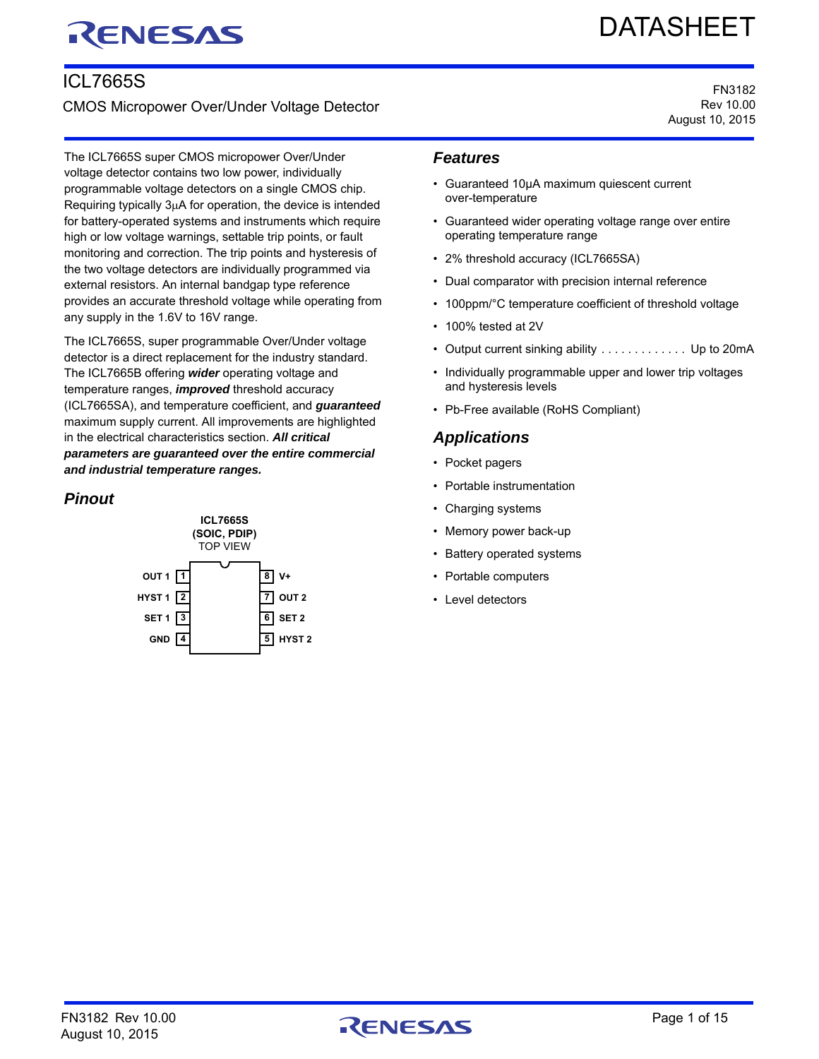# ICL7665S

## CMOS Micropower Over/Under Voltage Detector

FN3182
Rev 10.00
August 10, 2015

The ICL7665S super CMOS micropower Over/Under voltage detector contains two low power, individually programmable voltage detectors on a single CMOS chip. Requiring typically 3µA for operation, the device is intended for battery-operated systems and instruments which require high or low voltage warnings, settable trip points, or fault monitoring and correction. The trip points and hysteresis of the two voltage detectors are individually programmed via external resistors. An internal bandgap type reference provides an accurate threshold voltage while operating from any supply in the 1.6V to 16V range.

The ICL7665S, super programmable Over/Under voltage detector is a direct replacement for the industry standard. The ICL7665B offering ***wider*** operating voltage and temperature ranges, ***improved*** threshold accuracy (ICL7665SA), and temperature coefficient, and ***guaranteed*** maximum supply current. All improvements are highlighted in the electrical characteristics section. ***All critical parameters are guaranteed over the entire commercial and industrial temperature ranges.***

## Pinout

**ICL7665S**
**(SOIC, PDIP)**
TOP VIEW

| Pin | Name | Pin | Name |
|---|---|---|---|
| 1 | OUT 1 | 8 | V+ |
| 2 | HYST 1 | 7 | OUT 2 |
| 3 | SET 1 | 6 | SET 2 |
| 4 | GND | 5 | HYST 2 |

## Features

- Guaranteed 10µA maximum quiescent current over-temperature
- Guaranteed wider operating voltage range over entire operating temperature range
- 2% threshold accuracy (ICL7665SA)
- Dual comparator with precision internal reference
- 100ppm/°C temperature coefficient of threshold voltage
- 100% tested at 2V
- Output current sinking ability . . . . . . . . . . . . . Up to 20mA
- Individually programmable upper and lower trip voltages and hysteresis levels
- Pb-Free available (RoHS Compliant)

## Applications

- Pocket pagers
- Portable instrumentation
- Charging systems
- Memory power back-up
- Battery operated systems
- Portable computers
- Level detectors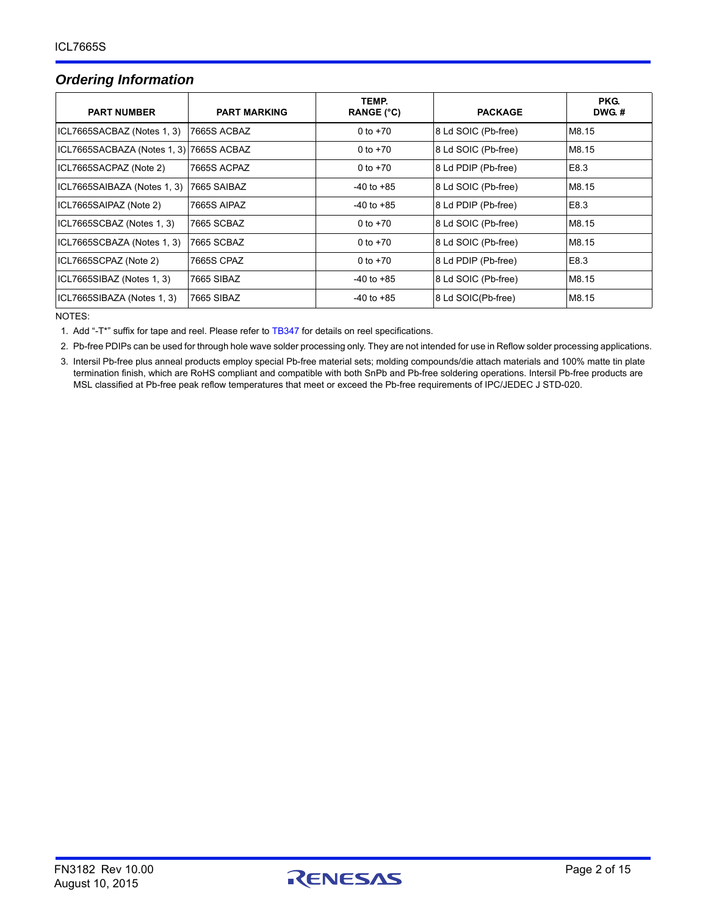## *Ordering Information*

| PART NUMBER | PART MARKING | TEMP. RANGE (°C) | PACKAGE | PKG. DWG. # |
|---|---|---|---|---|
| ICL7665SACBAZ (Notes 1, 3) | 7665S ACBAZ | 0 to +70 | 8 Ld SOIC (Pb-free) | M8.15 |
| ICL7665SACBAZA (Notes 1, 3) | 7665S ACBAZ | 0 to +70 | 8 Ld SOIC (Pb-free) | M8.15 |
| ICL7665SACPAZ (Note 2) | 7665S ACPAZ | 0 to +70 | 8 Ld PDIP (Pb-free) | E8.3 |
| ICL7665SAIBAZA (Notes 1, 3) | 7665 SAIBAZ | -40 to +85 | 8 Ld SOIC (Pb-free) | M8.15 |
| ICL7665SAIPAZ (Note 2) | 7665S AIPAZ | -40 to +85 | 8 Ld PDIP (Pb-free) | E8.3 |
| ICL7665SCBAZ (Notes 1, 3) | 7665 SCBAZ | 0 to +70 | 8 Ld SOIC (Pb-free) | M8.15 |
| ICL7665SCBAZA (Notes 1, 3) | 7665 SCBAZ | 0 to +70 | 8 Ld SOIC (Pb-free) | M8.15 |
| ICL7665SCPAZ (Note 2) | 7665S CPAZ | 0 to +70 | 8 Ld PDIP (Pb-free) | E8.3 |
| ICL7665SIBAZ (Notes 1, 3) | 7665 SIBAZ | -40 to +85 | 8 Ld SOIC (Pb-free) | M8.15 |
| ICL7665SIBAZA (Notes 1, 3) | 7665 SIBAZ | -40 to +85 | 8 Ld SOIC(Pb-free) | M8.15 |

NOTES:

1. Add "-T*" suffix for tape and reel. Please refer to TB347 for details on reel specifications.
2. Pb-free PDIPs can be used for through hole wave solder processing only. They are not intended for use in Reflow solder processing applications.
3. Intersil Pb-free plus anneal products employ special Pb-free material sets; molding compounds/die attach materials and 100% matte tin plate termination finish, which are RoHS compliant and compatible with both SnPb and Pb-free soldering operations. Intersil Pb-free products are MSL classified at Pb-free peak reflow temperatures that meet or exceed the Pb-free requirements of IPC/JEDEC J STD-020.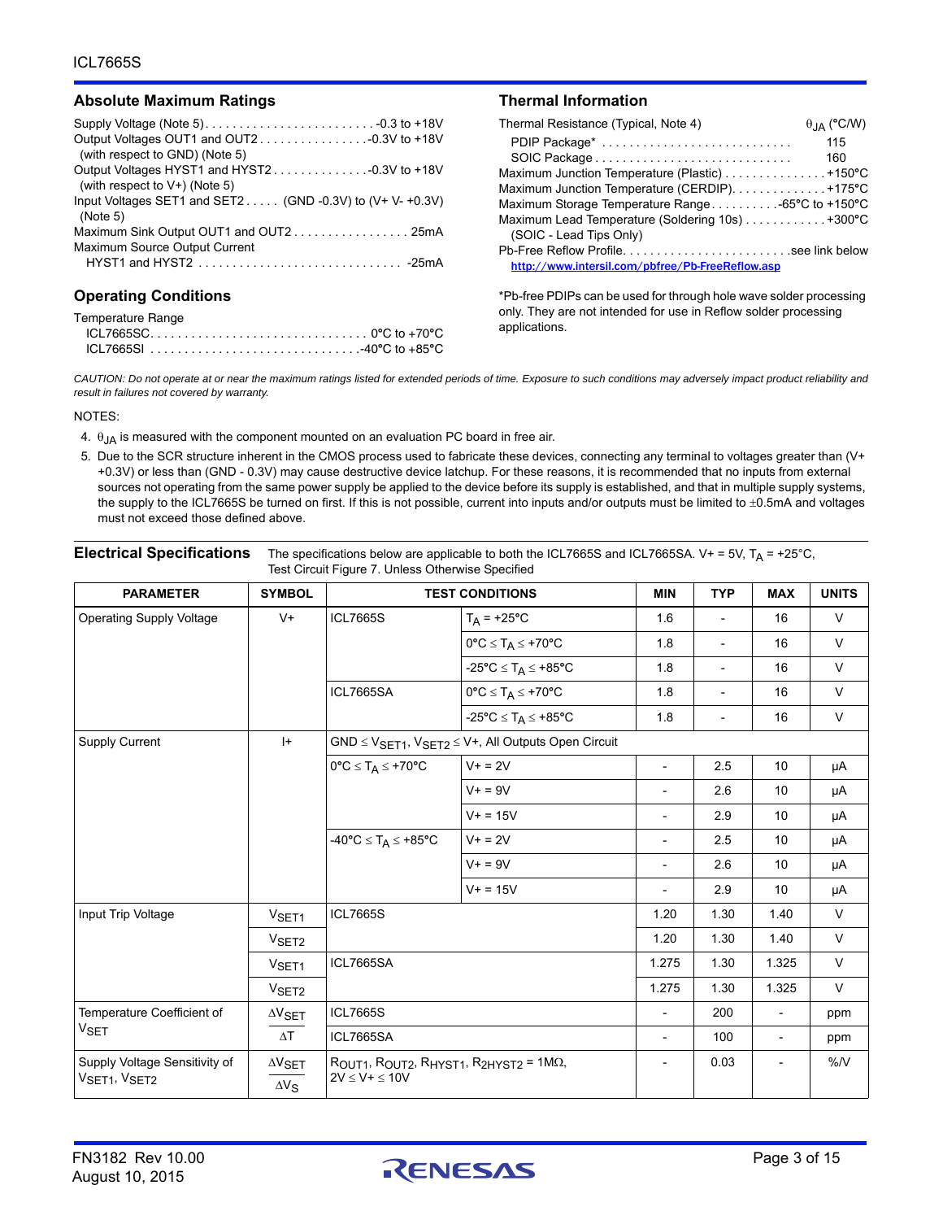## Absolute Maximum Ratings

Supply Voltage (Note 5) . . . . . . . . . . . . . . . . . . . . . . . . . -0.3 to +18V
Output Voltages OUT1 and OUT2 . . . . . . . . . . . . . . . . -0.3V to +18V
(with respect to GND) (Note 5)
Output Voltages HYST1 and HYST2 . . . . . . . . . . . . . . -0.3V to +18V
(with respect to V+) (Note 5)
Input Voltages SET1 and SET2 . . . . . (GND -0.3V) to (V+ V- +0.3V)
(Note 5)
Maximum Sink Output OUT1 and OUT2 . . . . . . . . . . . . . . . . . 25mA
Maximum Source Output Current
HYST1 and HYST2 . . . . . . . . . . . . . . . . . . . . . . . . . . . . . -25mA

## Operating Conditions

Temperature Range
ICL7665SC. . . . . . . . . . . . . . . . . . . . . . . . . . . . . . . . 0°C to +70°C
ICL7665SI . . . . . . . . . . . . . . . . . . . . . . . . . . . . . . -40°C to +85°C

## Thermal Information

| Thermal Resistance (Typical, Note 4) | $\theta_{JA}$ (°C/W) |
|---|---|
| PDIP Package* | 115 |
| SOIC Package | 160 |

Maximum Junction Temperature (Plastic) . . . . . . . . . . . . . . . +150°C
Maximum Junction Temperature (CERDIP). . . . . . . . . . . . . . +175°C
Maximum Storage Temperature Range . . . . . . . . . . -65°C to +150°C
Maximum Lead Temperature (Soldering 10s) . . . . . . . . . . . . +300°C
(SOIC - Lead Tips Only)
Pb-Free Reflow Profile. . . . . . . . . . . . . . . . . . . . . . . . . see link below
http://www.intersil.com/pbfree/Pb-FreeReflow.asp

*Pb-free PDIPs can be used for through hole wave solder processing only. They are not intended for use in Reflow solder processing applications.

*CAUTION: Do not operate at or near the maximum ratings listed for extended periods of time. Exposure to such conditions may adversely impact product reliability and result in failures not covered by warranty.*

NOTES:

4. $\theta_{JA}$ is measured with the component mounted on an evaluation PC board in free air.
5. Due to the SCR structure inherent in the CMOS process used to fabricate these devices, connecting any terminal to voltages greater than (V+ +0.3V) or less than (GND - 0.3V) may cause destructive device latchup. For these reasons, it is recommended that no inputs from external sources not operating from the same power supply be applied to the device before its supply is established, and that in multiple supply systems, the supply to the ICL7665S be turned on first. If this is not possible, current into inputs and/or outputs must be limited to ±0.5mA and voltages must not exceed those defined above.

## Electrical Specifications

The specifications below are applicable to both the ICL7665S and ICL7665SA. V+ = 5V, $T_A$ = +25°C, Test Circuit Figure 7. Unless Otherwise Specified

| PARAMETER | SYMBOL | TEST CONDITIONS | | MIN | TYP | MAX | UNITS |
|---|---|---|---|---|---|---|---|
| Operating Supply Voltage | V+ | ICL7665S | $T_A$ = +25°C | 1.6 | - | 16 | V |
| | | | 0°C ≤ $T_A$ ≤ +70°C | 1.8 | - | 16 | V |
| | | | -25°C ≤ $T_A$ ≤ +85°C | 1.8 | - | 16 | V |
| | | ICL7665SA | 0°C ≤ $T_A$ ≤ +70°C | 1.8 | - | 16 | V |
| | | | -25°C ≤ $T_A$ ≤ +85°C | 1.8 | - | 16 | V |
| Supply Current | I+ | GND ≤ $V_{SET1}$, $V_{SET2}$ ≤ V+, All Outputs Open Circuit | | | | | |
| | | 0°C ≤ $T_A$ ≤ +70°C | V+ = 2V | - | 2.5 | 10 | µA |
| | | | V+ = 9V | - | 2.6 | 10 | µA |
| | | | V+ = 15V | - | 2.9 | 10 | µA |
| | | -40°C ≤ $T_A$ ≤ +85°C | V+ = 2V | - | 2.5 | 10 | µA |
| | | | V+ = 9V | - | 2.6 | 10 | µA |
| | | | V+ = 15V | - | 2.9 | 10 | µA |
| Input Trip Voltage | $V_{SET1}$ | ICL7665S | | 1.20 | 1.30 | 1.40 | V |
| | $V_{SET2}$ | | | 1.20 | 1.30 | 1.40 | V |
| | $V_{SET1}$ | ICL7665SA | | 1.275 | 1.30 | 1.325 | V |
| | $V_{SET2}$ | | | 1.275 | 1.30 | 1.325 | V |
| Temperature Coefficient of $V_{SET}$ | $\frac{\Delta V_{SET}}{\Delta T}$ | ICL7665S | | - | 200 | - | ppm |
| | | ICL7665SA | | - | 100 | - | ppm |
| Supply Voltage Sensitivity of $V_{SET1}$, $V_{SET2}$ | $\frac{\Delta V_{SET}}{\Delta V_S}$ | $R_{OUT1}$, $R_{OUT2}$, $R_{HYST1}$, $R_{2HYST2}$ = 1MΩ, 2V ≤ V+ ≤ 10V | | - | 0.03 | - | %/V |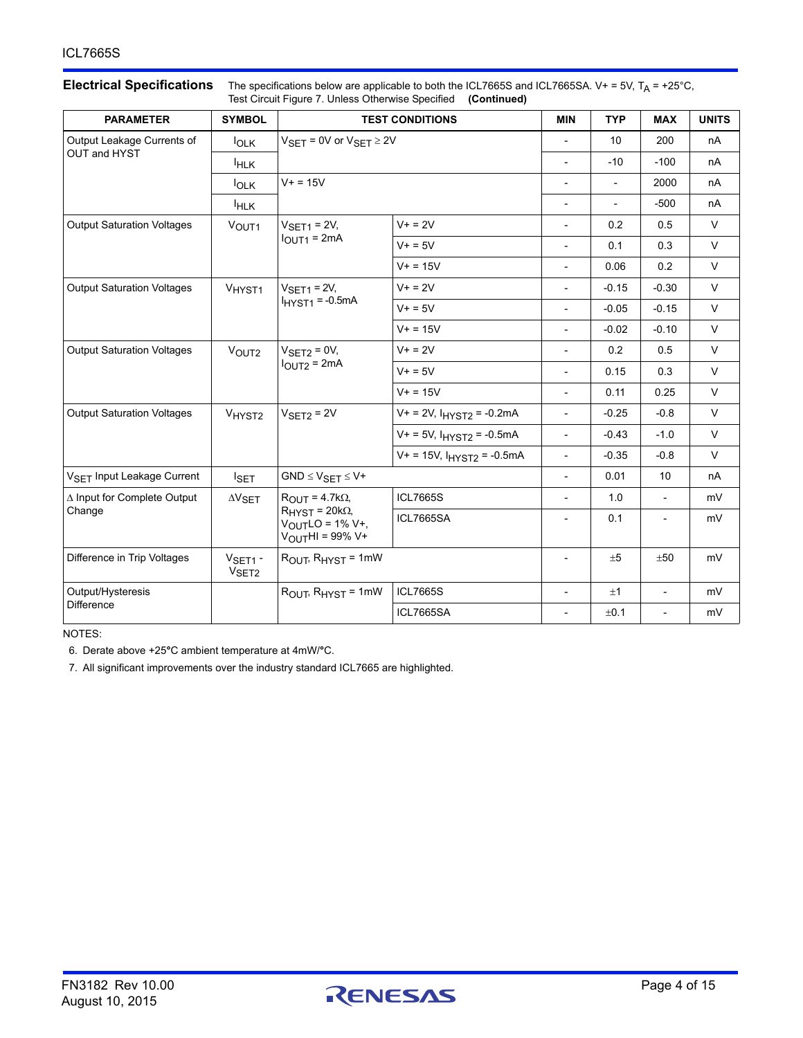## Electrical Specifications

The specifications below are applicable to both the ICL7665S and ICL7665SA. V+ = 5V, $T_A$ = +25°C, Test Circuit Figure 7. Unless Otherwise Specified **(Continued)**

| PARAMETER | SYMBOL | TEST CONDITIONS | | MIN | TYP | MAX | UNITS |
|---|---|---|---|---|---|---|---|
| Output Leakage Currents of OUT and HYST | $I_{OLK}$ | $V_{SET}$ = 0V or $V_{SET}$ ≥ 2V | | - | 10 | 200 | nA |
| | $I_{HLK}$ | | | - | -10 | -100 | nA |
| | $I_{OLK}$ | V+ = 15V | | - | - | 2000 | nA |
| | $I_{HLK}$ | | | - | - | -500 | nA |
| Output Saturation Voltages | $V_{OUT1}$ | $V_{SET1}$ = 2V, $I_{OUT1}$ = 2mA | V+ = 2V | - | 0.2 | 0.5 | V |
| | | | V+ = 5V | - | 0.1 | 0.3 | V |
| | | | V+ = 15V | - | 0.06 | 0.2 | V |
| Output Saturation Voltages | $V_{HYST1}$ | $V_{SET1}$ = 2V, $I_{HYST1}$ = -0.5mA | V+ = 2V | - | -0.15 | -0.30 | V |
| | | | V+ = 5V | - | -0.05 | -0.15 | V |
| | | | V+ = 15V | - | -0.02 | -0.10 | V |
| Output Saturation Voltages | $V_{OUT2}$ | $V_{SET2}$ = 0V, $I_{OUT2}$ = 2mA | V+ = 2V | - | 0.2 | 0.5 | V |
| | | | V+ = 5V | - | 0.15 | 0.3 | V |
| | | | V+ = 15V | - | 0.11 | 0.25 | V |
| Output Saturation Voltages | $V_{HYST2}$ | $V_{SET2}$ = 2V | V+ = 2V, $I_{HYST2}$ = -0.2mA | - | -0.25 | -0.8 | V |
| | | | V+ = 5V, $I_{HYST2}$ = -0.5mA | - | -0.43 | -1.0 | V |
| | | | V+ = 15V, $I_{HYST2}$ = -0.5mA | - | -0.35 | -0.8 | V |
| $V_{SET}$ Input Leakage Current | $I_{SET}$ | GND ≤ $V_{SET}$ ≤ V+ | | - | 0.01 | 10 | nA |
| Δ Input for Complete Output Change | $\Delta V_{SET}$ | $R_{OUT}$ = 4.7kΩ, $R_{HYST}$ = 20kΩ, $V_{OUT}$LO = 1% V+, $V_{OUT}$HI = 99% V+ | ICL7665S | - | 1.0 | - | mV |
| | | | ICL7665SA | - | 0.1 | - | mV |
| Difference in Trip Voltages | $V_{SET1}$ - $V_{SET2}$ | $R_{OUT}$, $R_{HYST}$ = 1mW | | - | ±5 | ±50 | mV |
| Output/Hysteresis Difference | | $R_{OUT}$, $R_{HYST}$ = 1mW | ICL7665S | - | ±1 | - | mV |
| | | | ICL7665SA | - | ±0.1 | - | mV |

NOTES:

6. Derate above +25°C ambient temperature at 4mW/°C.
7. All significant improvements over the industry standard ICL7665 are highlighted.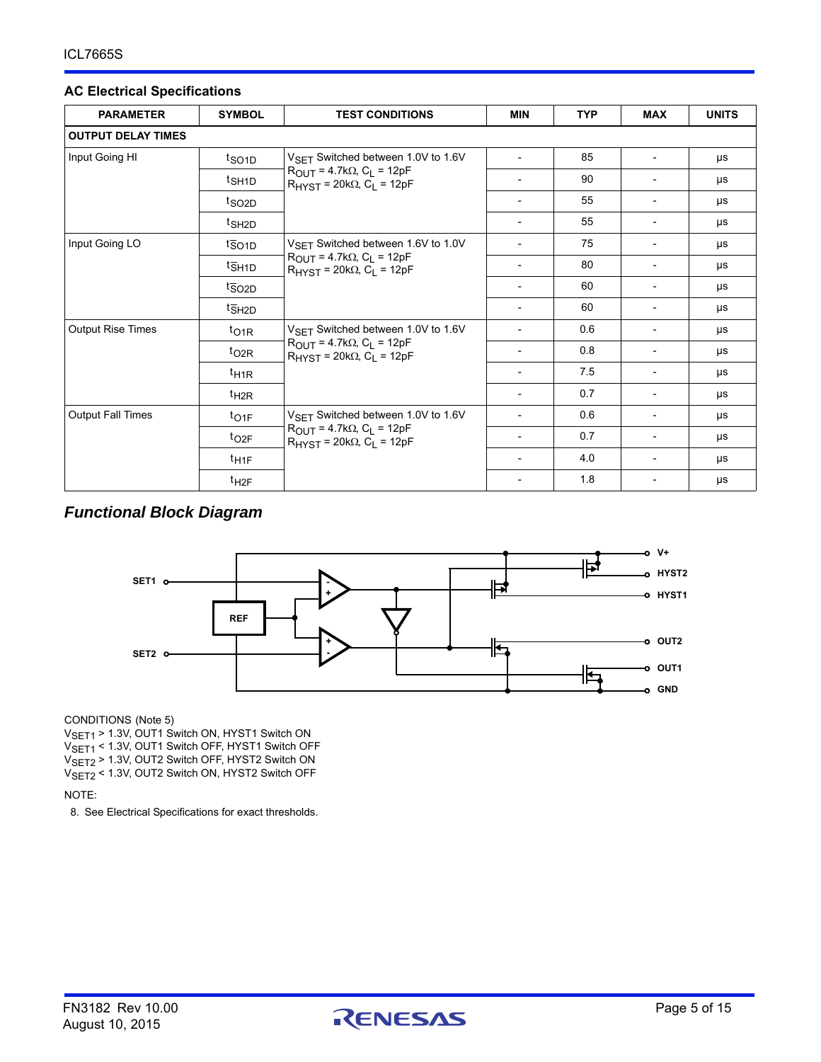## AC Electrical Specifications

| PARAMETER | SYMBOL | TEST CONDITIONS | MIN | TYP | MAX | UNITS |
|---|---|---|---|---|---|---|
| **OUTPUT DELAY TIMES** | | | | | | |
| Input Going HI | $t_{SO1D}$ | $V_{SET}$ Switched between 1.0V to 1.6V $R_{OUT}$ = 4.7kΩ, $C_L$ = 12pF $R_{HYST}$ = 20kΩ, $C_L$ = 12pF | - | 85 | - | µs |
| | $t_{SH1D}$ | | - | 90 | - | µs |
| | $t_{SO2D}$ | | - | 55 | - | µs |
| | $t_{SH2D}$ | | - | 55 | - | µs |
| Input Going LO | $t_{\overline{S}O1D}$ | $V_{SET}$ Switched between 1.6V to 1.0V $R_{OUT}$ = 4.7kΩ, $C_L$ = 12pF $R_{HYST}$ = 20kΩ, $C_L$ = 12pF | - | 75 | - | µs |
| | $t_{\overline{S}H1D}$ | | - | 80 | - | µs |
| | $t_{\overline{S}O2D}$ | | - | 60 | - | µs |
| | $t_{\overline{S}H2D}$ | | - | 60 | - | µs |
| Output Rise Times | $t_{O1R}$ | $V_{SET}$ Switched between 1.0V to 1.6V $R_{OUT}$ = 4.7kΩ, $C_L$ = 12pF $R_{HYST}$ = 20kΩ, $C_L$ = 12pF | - | 0.6 | - | µs |
| | $t_{O2R}$ | | - | 0.8 | - | µs |
| | $t_{H1R}$ | | - | 7.5 | - | µs |
| | $t_{H2R}$ | | - | 0.7 | - | µs |
| Output Fall Times | $t_{O1F}$ | $V_{SET}$ Switched between 1.0V to 1.6V $R_{OUT}$ = 4.7kΩ, $C_L$ = 12pF $R_{HYST}$ = 20kΩ, $C_L$ = 12pF | - | 0.6 | - | µs |
| | $t_{O2F}$ | | - | 0.7 | - | µs |
| | $t_{H1F}$ | | - | 4.0 | - | µs |
| | $t_{H2F}$ | | - | 1.8 | - | µs |

## *Functional Block Diagram*

SET1, SET2, REF, V+, HYST2, HYST1, OUT2, OUT1, GND

CONDITIONS (Note 5)

$V_{SET1}$ > 1.3V, OUT1 Switch ON, HYST1 Switch ON
$V_{SET1}$ < 1.3V, OUT1 Switch OFF, HYST1 Switch OFF
$V_{SET2}$ > 1.3V, OUT2 Switch OFF, HYST2 Switch ON
$V_{SET2}$ < 1.3V, OUT2 Switch ON, HYST2 Switch OFF

NOTE:

8. See Electrical Specifications for exact thresholds.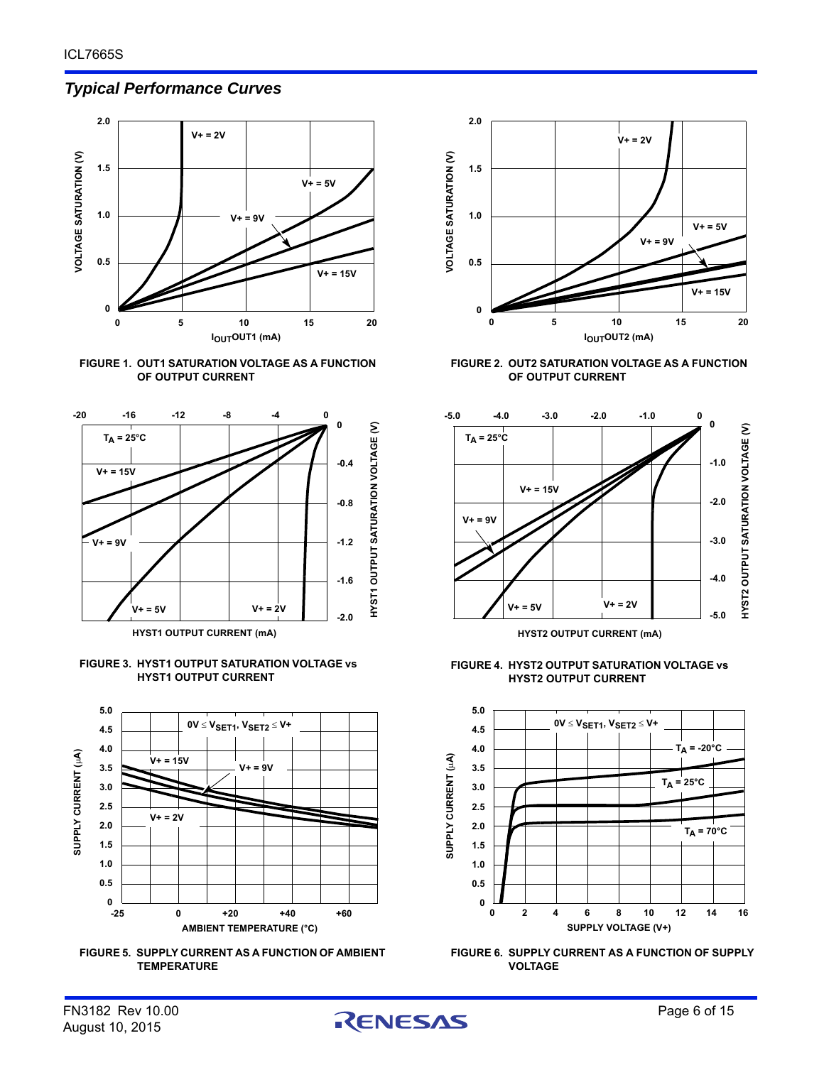## *Typical Performance Curves*

**FIGURE 1. OUT1 SATURATION VOLTAGE AS A FUNCTION OF OUTPUT CURRENT**

**FIGURE 2. OUT2 SATURATION VOLTAGE AS A FUNCTION OF OUTPUT CURRENT**

**FIGURE 3. HYST1 OUTPUT SATURATION VOLTAGE vs HYST1 OUTPUT CURRENT**

**FIGURE 4. HYST2 OUTPUT SATURATION VOLTAGE vs HYST2 OUTPUT CURRENT**

**FIGURE 5. SUPPLY CURRENT AS A FUNCTION OF AMBIENT TEMPERATURE**

**FIGURE 6. SUPPLY CURRENT AS A FUNCTION OF SUPPLY VOLTAGE**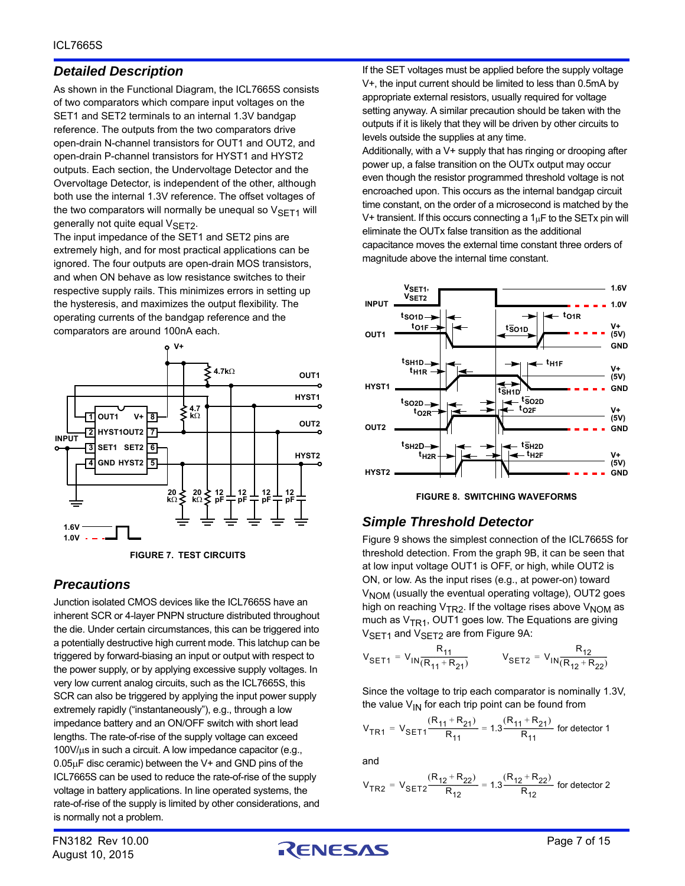## Detailed Description

As shown in the Functional Diagram, the ICL7665S consists of two comparators which compare input voltages on the SET1 and SET2 terminals to an internal 1.3V bandgap reference. The outputs from the two comparators drive open-drain N-channel transistors for OUT1 and OUT2, and open-drain P-channel transistors for HYST1 and HYST2 outputs. Each section, the Undervoltage Detector and the Overvoltage Detector, is independent of the other, although both use the internal 1.3V reference. The offset voltages of the two comparators will normally be unequal so $V_{SET1}$ will generally not quite equal $V_{SET2}$.

The input impedance of the SET1 and SET2 pins are extremely high, and for most practical applications can be ignored. The four outputs are open-drain MOS transistors, and when ON behave as low resistance switches to their respective supply rails. This minimizes errors in setting up the hysteresis, and maximizes the output flexibility. The operating currents of the bandgap reference and the comparators are around 100nA each.

FIGURE 7. TEST CIRCUITS

## Precautions

Junction isolated CMOS devices like the ICL7665S have an inherent SCR or 4-layer PNPN structure distributed throughout the die. Under certain circumstances, this can be triggered into a potentially destructive high current mode. This latchup can be triggered by forward-biasing an input or output with respect to the power supply, or by applying excessive supply voltages. In very low current analog circuits, such as the ICL7665S, this SCR can also be triggered by applying the input power supply extremely rapidly ("instantaneously"), e.g., through a low impedance battery and an ON/OFF switch with short lead lengths. The rate-of-rise of the supply voltage can exceed 100V/µs in such a circuit. A low impedance capacitor (e.g., 0.05µF disc ceramic) between the V+ and GND pins of the ICL7665S can be used to reduce the rate-of-rise of the supply voltage in battery applications. In line operated systems, the rate-of-rise of the supply is limited by other considerations, and is normally not a problem.

If the SET voltages must be applied before the supply voltage V+, the input current should be limited to less than 0.5mA by appropriate external resistors, usually required for voltage setting anyway. A similar precaution should be taken with the outputs if it is likely that they will be driven by other circuits to levels outside the supplies at any time.

Additionally, with a V+ supply that has ringing or drooping after power up, a false transition on the OUTx output may occur even though the resistor programmed threshold voltage is not encroached upon. This occurs as the internal bandgap circuit time constant, on the order of a microsecond is matched by the V+ transient. If this occurs connecting a 1µF to the SETx pin will eliminate the OUTx false transition as the additional capacitance moves the external time constant three orders of magnitude above the internal time constant.

FIGURE 8. SWITCHING WAVEFORMS

## Simple Threshold Detector

Figure 9 shows the simplest connection of the ICL7665S for threshold detection. From the graph 9B, it can be seen that at low input voltage OUT1 is OFF, or high, while OUT2 is ON, or low. As the input rises (e.g., at power-on) toward $V_{NOM}$ (usually the eventual operating voltage), OUT2 goes high on reaching $V_{TR2}$. If the voltage rises above $V_{NOM}$ as much as $V_{TR1}$, OUT1 goes low. The Equations are giving $V_{SET1}$ and $V_{SET2}$ are from Figure 9A:

$$V_{SET1} = V_{IN}\frac{R_{11}}{(R_{11} + R_{21})} \qquad V_{SET2} = V_{IN}\frac{R_{12}}{(R_{12} + R_{22})}$$

Since the voltage to trip each comparator is nominally 1.3V, the value $V_{IN}$ for each trip point can be found from

$$V_{TR1} = V_{SET1}\frac{(R_{11} + R_{21})}{R_{11}} = 1.3\frac{(R_{11} + R_{21})}{R_{11}} \text{ for detector 1}$$

and

$$V_{TR2} = V_{SET2}\frac{(R_{12} + R_{22})}{R_{12}} = 1.3\frac{(R_{12} + R_{22})}{R_{12}} \text{ for detector 2}$$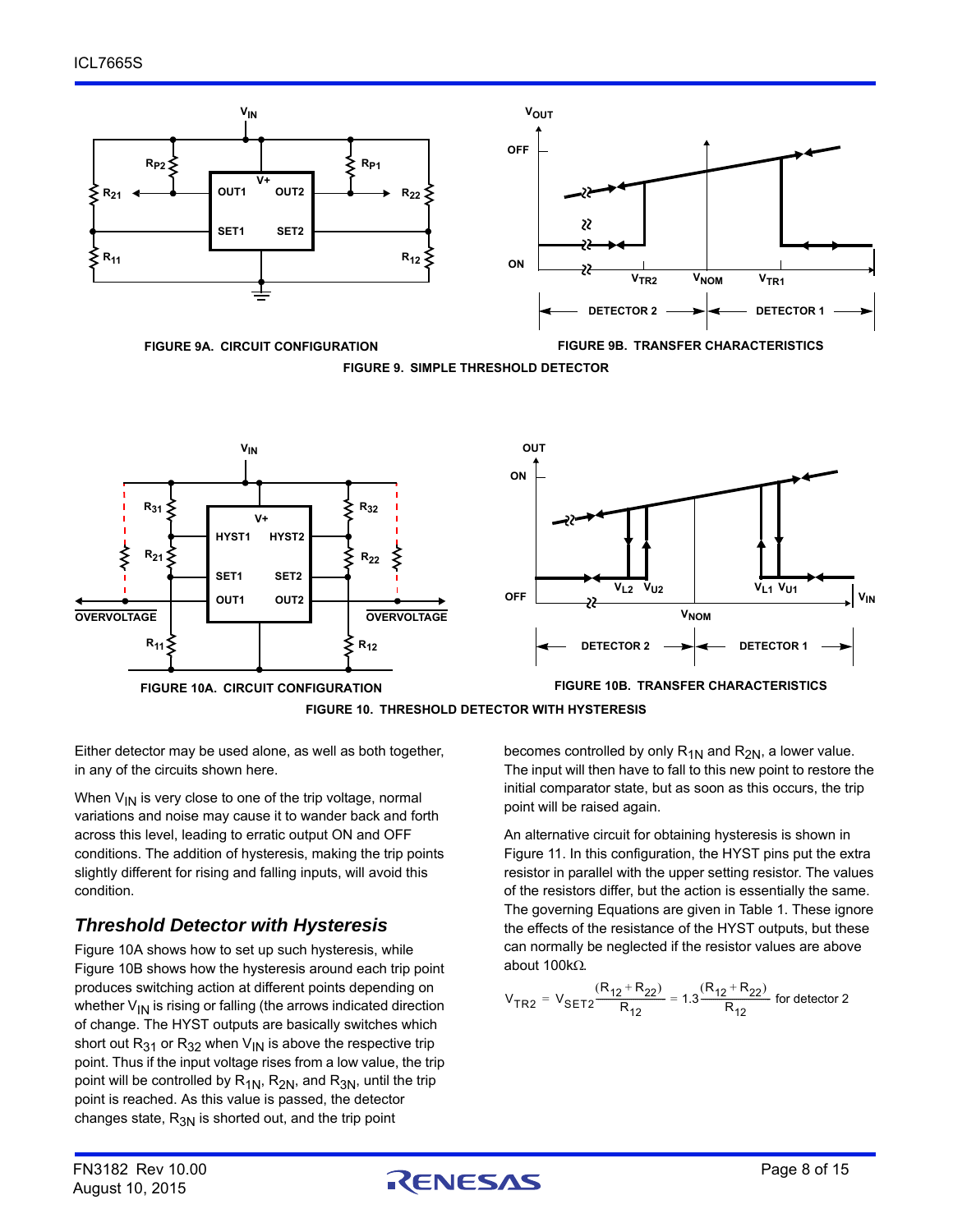FIGURE 9A. CIRCUIT CONFIGURATION

FIGURE 9B. TRANSFER CHARACTERISTICS

FIGURE 9. SIMPLE THRESHOLD DETECTOR

FIGURE 10A. CIRCUIT CONFIGURATION

FIGURE 10B. TRANSFER CHARACTERISTICS

FIGURE 10. THRESHOLD DETECTOR WITH HYSTERESIS

Either detector may be used alone, as well as both together, in any of the circuits shown here.

When $V_{IN}$ is very close to one of the trip voltage, normal variations and noise may cause it to wander back and forth across this level, leading to erratic output ON and OFF conditions. The addition of hysteresis, making the trip points slightly different for rising and falling inputs, will avoid this condition.

## *Threshold Detector with Hysteresis*

Figure 10A shows how to set up such hysteresis, while Figure 10B shows how the hysteresis around each trip point produces switching action at different points depending on whether $V_{IN}$ is rising or falling (the arrows indicated direction of change. The HYST outputs are basically switches which short out $R_{31}$ or $R_{32}$ when $V_{IN}$ is above the respective trip point. Thus if the input voltage rises from a low value, the trip point will be controlled by $R_{1N}$, $R_{2N}$, and $R_{3N}$, until the trip point is reached. As this value is passed, the detector changes state, $R_{3N}$ is shorted out, and the trip point becomes controlled by only $R_{1N}$ and $R_{2N}$, a lower value. The input will then have to fall to this new point to restore the initial comparator state, but as soon as this occurs, the trip point will be raised again.

An alternative circuit for obtaining hysteresis is shown in Figure 11. In this configuration, the HYST pins put the extra resistor in parallel with the upper setting resistor. The values of the resistors differ, but the action is essentially the same. The governing Equations are given in Table 1. These ignore the effects of the resistance of the HYST outputs, but these can normally be neglected if the resistor values are above about 100kΩ.

$$V_{TR2} = V_{SET2}\frac{(R_{12} + R_{22})}{R_{12}} = 1.3\frac{(R_{12} + R_{22})}{R_{12}} \text{ for detector 2}$$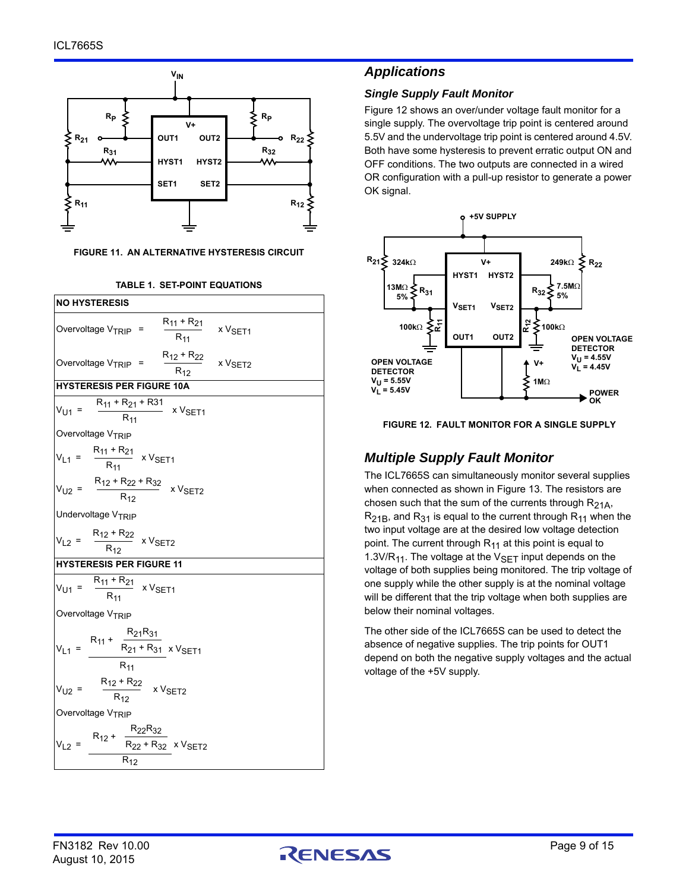FIGURE 11. AN ALTERNATIVE HYSTERESIS CIRCUIT

TABLE 1. SET-POINT EQUATIONS

| NO HYSTERESIS |
|---|
| Overvoltage $V_{TRIP} = \dfrac{R_{11} + R_{21}}{R_{11}} \times V_{SET1}$ |
| Overvoltage $V_{TRIP} = \dfrac{R_{12} + R_{22}}{R_{12}} \times V_{SET2}$ |
| **HYSTERESIS PER FIGURE 10A** |
| $V_{U1} = \dfrac{R_{11} + R_{21} + R31}{R_{11}} \times V_{SET1}$ |
| Overvoltage $V_{TRIP}$ |
| $V_{L1} = \dfrac{R_{11} + R_{21}}{R_{11}} \times V_{SET1}$ |
| $V_{U2} = \dfrac{R_{12} + R_{22} + R_{32}}{R_{12}} \times V_{SET2}$ |
| Undervoltage $V_{TRIP}$ |
| $V_{L2} = \dfrac{R_{12} + R_{22}}{R_{12}} \times V_{SET2}$ |
| **HYSTERESIS PER FIGURE 11** |
| $V_{U1} = \dfrac{R_{11} + R_{21}}{R_{11}} \times V_{SET1}$ |
| Overvoltage $V_{TRIP}$ |
| $V_{L1} = \dfrac{R_{11} + \dfrac{R_{21}R_{31}}{R_{21} + R_{31}}}{R_{11}} \times V_{SET1}$ |
| $V_{U2} = \dfrac{R_{12} + R_{22}}{R_{12}} \times V_{SET2}$ |
| Overvoltage $V_{TRIP}$ |
| $V_{L2} = \dfrac{R_{12} + \dfrac{R_{22}R_{32}}{R_{22} + R_{32}}}{R_{12}} \times V_{SET2}$ |

## Applications

### Single Supply Fault Monitor

Figure 12 shows an over/under voltage fault monitor for a single supply. The overvoltage trip point is centered around 5.5V and the undervoltage trip point is centered around 4.5V. Both have some hysteresis to prevent erratic output ON and OFF conditions. The two outputs are connected in a wired OR configuration with a pull-up resistor to generate a power OK signal.

FIGURE 12. FAULT MONITOR FOR A SINGLE SUPPLY

## Multiple Supply Fault Monitor

The ICL7665S can simultaneously monitor several supplies when connected as shown in Figure 13. The resistors are chosen such that the sum of the currents through $R_{21A}$, $R_{21B}$, and $R_{31}$ is equal to the current through $R_{11}$ when the two input voltage are at the desired low voltage detection point. The current through $R_{11}$ at this point is equal to $1.3V/R_{11}$. The voltage at the $V_{SET}$ input depends on the voltage of both supplies being monitored. The trip voltage of one supply while the other supply is at the nominal voltage will be different that the trip voltage when both supplies are below their nominal voltages.

The other side of the ICL7665S can be used to detect the absence of negative supplies. The trip points for OUT1 depend on both the negative supply voltages and the actual voltage of the +5V supply.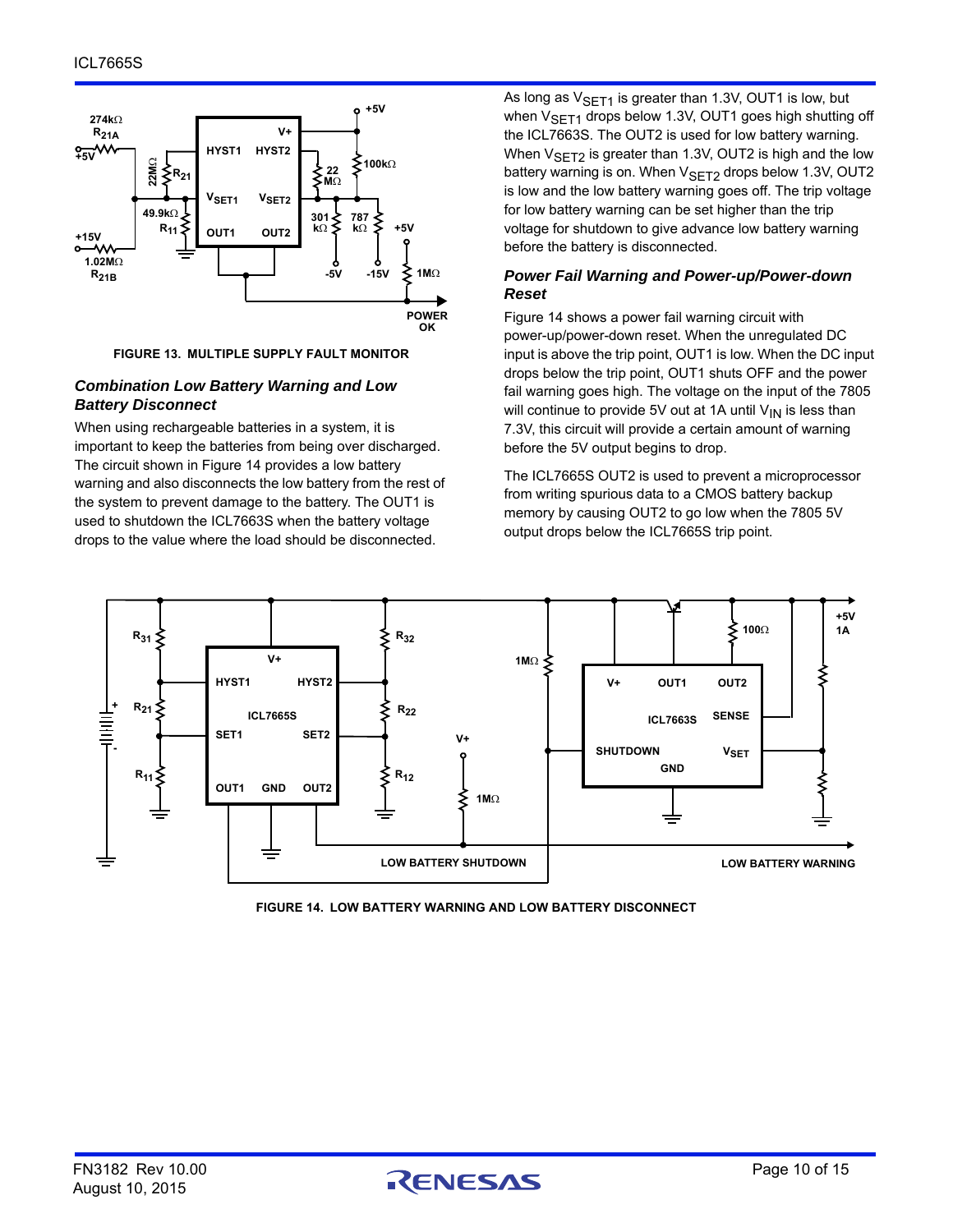FIGURE 13. MULTIPLE SUPPLY FAULT MONITOR

### *Combination Low Battery Warning and Low Battery Disconnect*

When using rechargeable batteries in a system, it is important to keep the batteries from being over discharged. The circuit shown in Figure 14 provides a low battery warning and also disconnects the low battery from the rest of the system to prevent damage to the battery. The OUT1 is used to shutdown the ICL7663S when the battery voltage drops to the value where the load should be disconnected.

As long as $V_{SET1}$ is greater than 1.3V, OUT1 is low, but when $V_{SET1}$ drops below 1.3V, OUT1 goes high shutting off the ICL7663S. The OUT2 is used for low battery warning. When $V_{SET2}$ is greater than 1.3V, OUT2 is high and the low battery warning is on. When $V_{SET2}$ drops below 1.3V, OUT2 is low and the low battery warning goes off. The trip voltage for low battery warning can be set higher than the trip voltage for shutdown to give advance low battery warning before the battery is disconnected.

### *Power Fail Warning and Power-up/Power-down Reset*

Figure 14 shows a power fail warning circuit with power-up/power-down reset. When the unregulated DC input is above the trip point, OUT1 is low. When the DC input drops below the trip point, OUT1 shuts OFF and the power fail warning goes high. The voltage on the input of the 7805 will continue to provide 5V out at 1A until $V_{IN}$ is less than 7.3V, this circuit will provide a certain amount of warning before the 5V output begins to drop.

The ICL7665S OUT2 is used to prevent a microprocessor from writing spurious data to a CMOS battery backup memory by causing OUT2 to go low when the 7805 5V output drops below the ICL7665S trip point.

FIGURE 14. LOW BATTERY WARNING AND LOW BATTERY DISCONNECT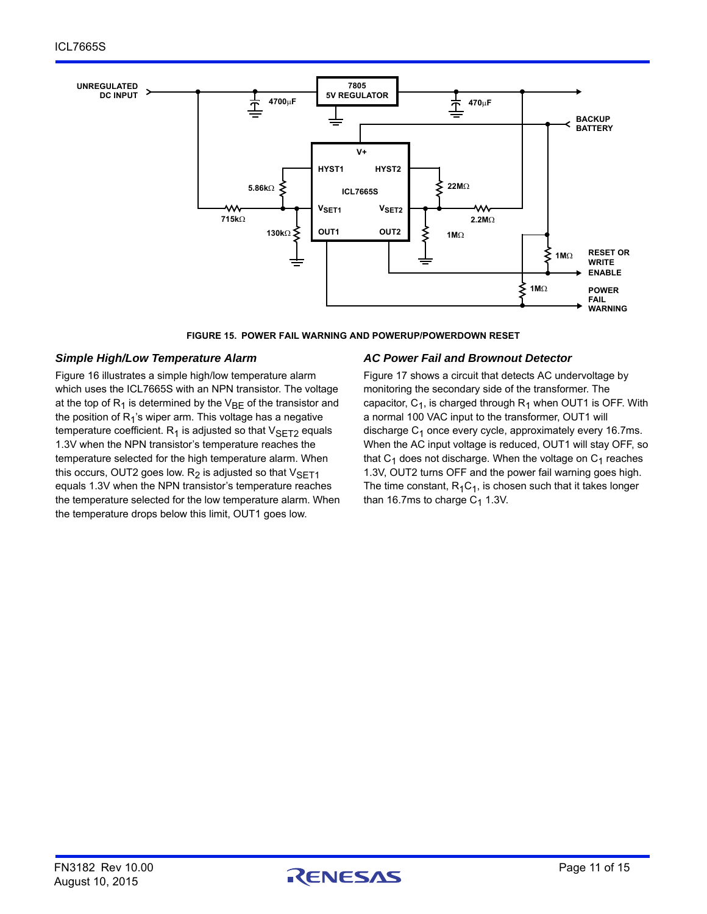FIGURE 15. POWER FAIL WARNING AND POWERUP/POWERDOWN RESET

### *Simple High/Low Temperature Alarm*

Figure 16 illustrates a simple high/low temperature alarm which uses the ICL7665S with an NPN transistor. The voltage at the top of $R_1$ is determined by the $V_{BE}$ of the transistor and the position of $R_1$'s wiper arm. This voltage has a negative temperature coefficient. $R_1$ is adjusted so that $V_{SET2}$ equals 1.3V when the NPN transistor's temperature reaches the temperature selected for the high temperature alarm. When this occurs, OUT2 goes low. $R_2$ is adjusted so that $V_{SET1}$ equals 1.3V when the NPN transistor's temperature reaches the temperature selected for the low temperature alarm. When the temperature drops below this limit, OUT1 goes low.

### *AC Power Fail and Brownout Detector*

Figure 17 shows a circuit that detects AC undervoltage by monitoring the secondary side of the transformer. The capacitor, $C_1$, is charged through $R_1$ when OUT1 is OFF. With a normal 100 VAC input to the transformer, OUT1 will discharge $C_1$ once every cycle, approximately every 16.7ms. When the AC input voltage is reduced, OUT1 will stay OFF, so that $C_1$ does not discharge. When the voltage on $C_1$ reaches 1.3V, OUT2 turns OFF and the power fail warning goes high. The time constant, $R_1C_1$, is chosen such that it takes longer than 16.7ms to charge $C_1$ 1.3V.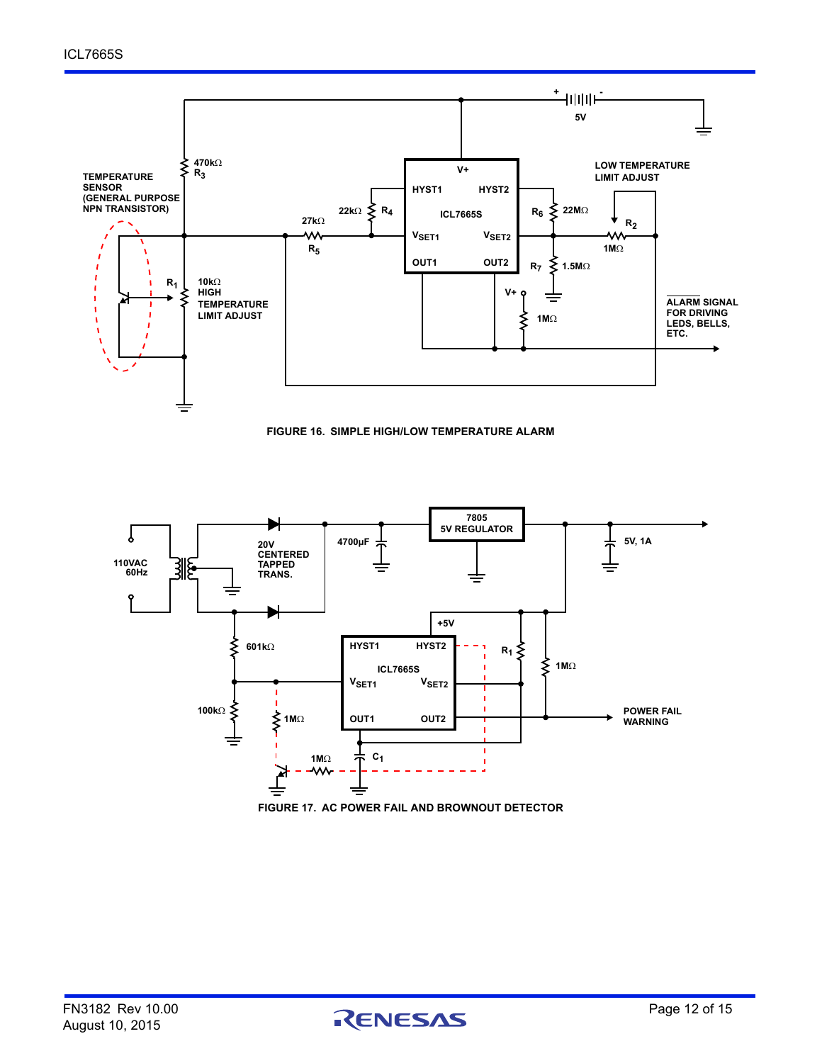FIGURE 16. SIMPLE HIGH/LOW TEMPERATURE ALARM

FIGURE 17. AC POWER FAIL AND BROWNOUT DETECTOR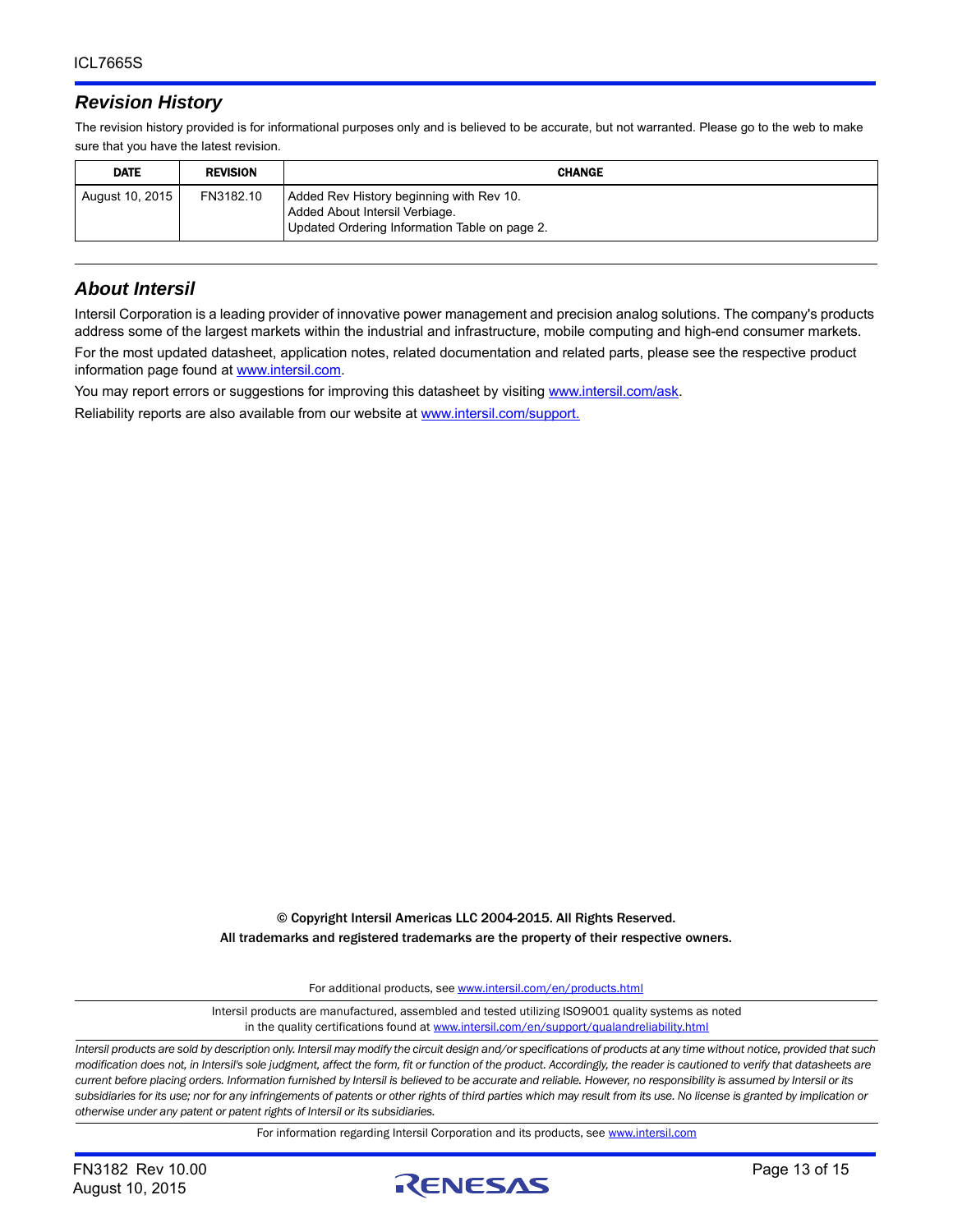## *Revision History*

The revision history provided is for informational purposes only and is believed to be accurate, but not warranted. Please go to the web to make sure that you have the latest revision.

| DATE | REVISION | CHANGE |
|---|---|---|
| August 10, 2015 | FN3182.10 | Added Rev History beginning with Rev 10.<br>Added About Intersil Verbiage.<br>Updated Ordering Information Table on page 2. |

## *About Intersil*

Intersil Corporation is a leading provider of innovative power management and precision analog solutions. The company's products address some of the largest markets within the industrial and infrastructure, mobile computing and high-end consumer markets.

For the most updated datasheet, application notes, related documentation and related parts, please see the respective product information page found at www.intersil.com.

You may report errors or suggestions for improving this datasheet by visiting www.intersil.com/ask.

Reliability reports are also available from our website at www.intersil.com/support.

**© Copyright Intersil Americas LLC 2004-2015. All Rights Reserved.**
**All trademarks and registered trademarks are the property of their respective owners.**

For additional products, see www.intersil.com/en/products.html

Intersil products are manufactured, assembled and tested utilizing ISO9001 quality systems as noted in the quality certifications found at www.intersil.com/en/support/qualandreliability.html

*Intersil products are sold by description only. Intersil may modify the circuit design and/or specifications of products at any time without notice, provided that such modification does not, in Intersil's sole judgment, affect the form, fit or function of the product. Accordingly, the reader is cautioned to verify that datasheets are current before placing orders. Information furnished by Intersil is believed to be accurate and reliable. However, no responsibility is assumed by Intersil or its subsidiaries for its use; nor for any infringements of patents or other rights of third parties which may result from its use. No license is granted by implication or otherwise under any patent or patent rights of Intersil or its subsidiaries.*

For information regarding Intersil Corporation and its products, see www.intersil.com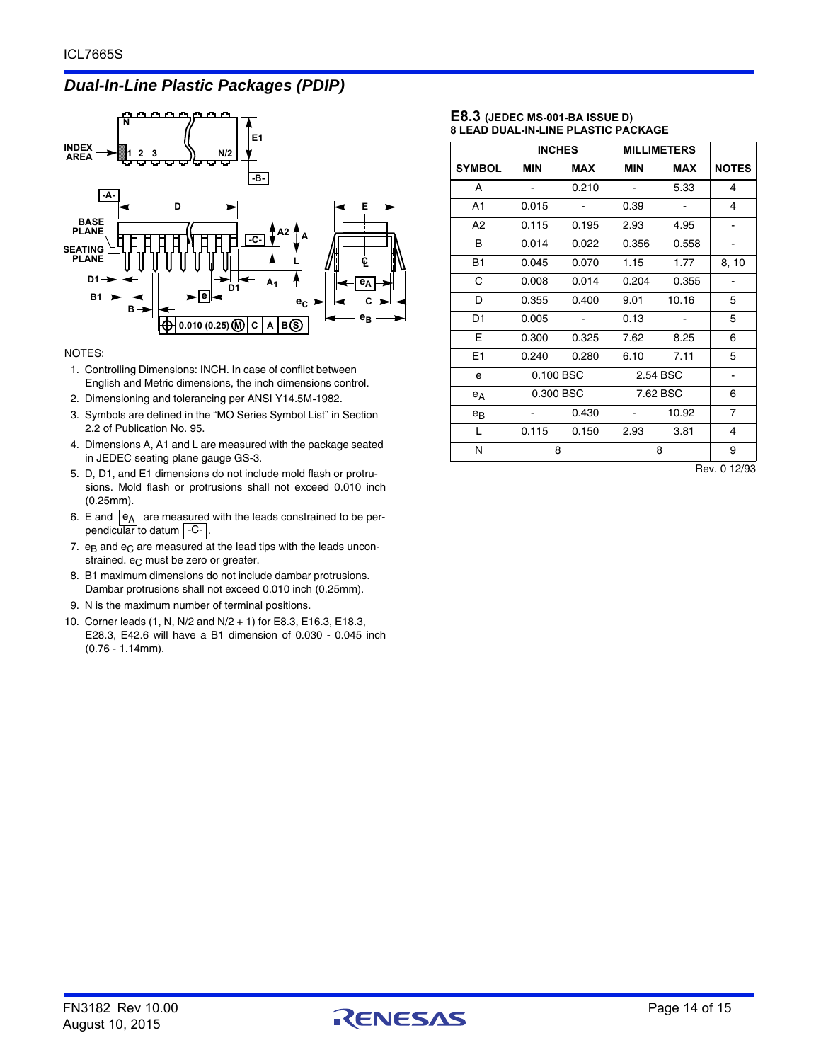## Dual-In-Line Plastic Packages (PDIP)

NOTES:

1. Controlling Dimensions: INCH. In case of conflict between English and Metric dimensions, the inch dimensions control.
2. Dimensioning and tolerancing per ANSI Y14.5M-1982.
3. Symbols are defined in the “MO Series Symbol List” in Section 2.2 of Publication No. 95.
4. Dimensions A, A1 and L are measured with the package seated in JEDEC seating plane gauge GS-3.
5. D, D1, and E1 dimensions do not include mold flash or protrusions. Mold flash or protrusions shall not exceed 0.010 inch (0.25mm).
6. E and $e_A$ are measured with the leads constrained to be perpendicular to datum -C- .
7. $e_B$ and $e_C$ are measured at the lead tips with the leads unconstrained. $e_C$ must be zero or greater.
8. B1 maximum dimensions do not include dambar protrusions. Dambar protrusions shall not exceed 0.010 inch (0.25mm).
9. N is the maximum number of terminal positions.
10. Corner leads (1, N, N/2 and N/2 + 1) for E8.3, E16.3, E18.3, E28.3, E42.6 will have a B1 dimension of 0.030 - 0.045 inch (0.76 - 1.14mm).

### E8.3 (JEDEC MS-001-BA ISSUE D)
### 8 LEAD DUAL-IN-LINE PLASTIC PACKAGE

| | INCHES | | MILLIMETERS | | |
|---|---|---|---|---|---|
| SYMBOL | MIN | MAX | MIN | MAX | NOTES |
| A | - | 0.210 | - | 5.33 | 4 |
| A1 | 0.015 | - | 0.39 | - | 4 |
| A2 | 0.115 | 0.195 | 2.93 | 4.95 | - |
| B | 0.014 | 0.022 | 0.356 | 0.558 | - |
| B1 | 0.045 | 0.070 | 1.15 | 1.77 | 8, 10 |
| C | 0.008 | 0.014 | 0.204 | 0.355 | - |
| D | 0.355 | 0.400 | 9.01 | 10.16 | 5 |
| D1 | 0.005 | - | 0.13 | - | 5 |
| E | 0.300 | 0.325 | 7.62 | 8.25 | 6 |
| E1 | 0.240 | 0.280 | 6.10 | 7.11 | 5 |
| e | 0.100 BSC | | 2.54 BSC | | - |
| $e_A$ | 0.300 BSC | | 7.62 BSC | | 6 |
| $e_B$ | - | 0.430 | - | 10.92 | 7 |
| L | 0.115 | 0.150 | 2.93 | 3.81 | 4 |
| N | 8 | | 8 | | 9 |

Rev. 0 12/93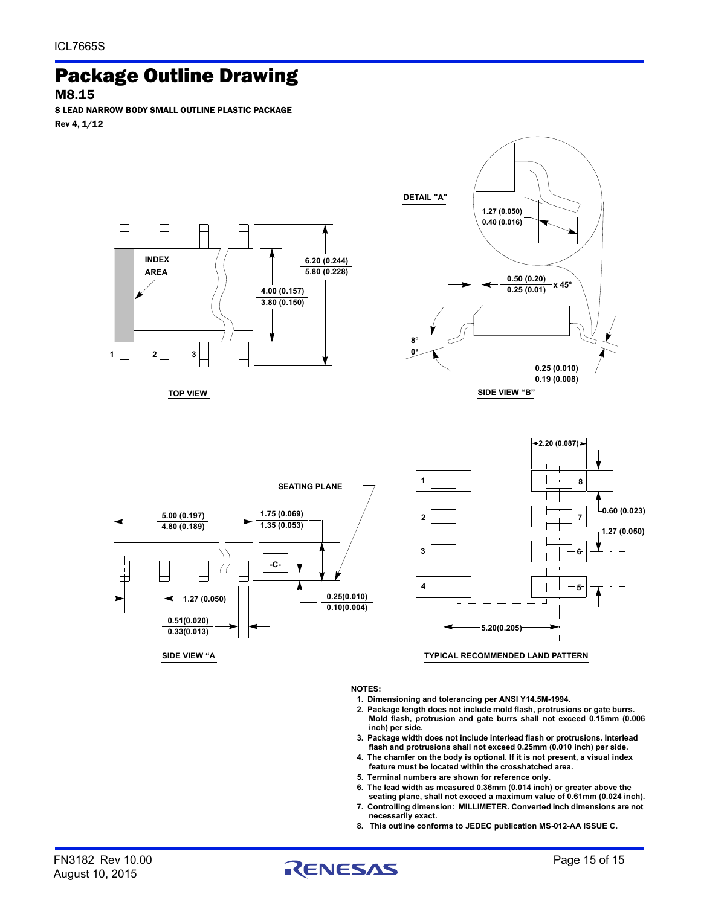# Package Outline Drawing

## M8.15

**8 LEAD NARROW BODY SMALL OUTLINE PLASTIC PACKAGE**

**Rev 4, 1/12**

DETAIL "A"

1.27 (0.050)
0.40 (0.016)

INDEX
AREA

6.20 (0.244)
5.80 (0.228)

4.00 (0.157)
3.80 (0.150)

0.50 (0.20)
0.25 (0.01)
x 45°

8°
0°

0.25 (0.010)
0.19 (0.008)

1 2 3

TOP VIEW

SIDE VIEW "B"

2.20 (0.087)

SEATING PLANE

1 8

0.60 (0.023)

5.00 (0.197)
4.80 (0.189)

1.75 (0.069)
1.35 (0.053)

2 7

1.27 (0.050)

3 6

-C-

4 5

1.27 (0.050)

0.25(0.010)
0.10(0.004)

0.51(0.020)
0.33(0.013)

5.20(0.205)

SIDE VIEW "A

TYPICAL RECOMMENDED LAND PATTERN

**NOTES:**

1. **Dimensioning and tolerancing per ANSI Y14.5M-1994.**
2. **Package length does not include mold flash, protrusions or gate burrs. Mold flash, protrusion and gate burrs shall not exceed 0.15mm (0.006 inch) per side.**
3. **Package width does not include interlead flash or protrusions. Interlead flash and protrusions shall not exceed 0.25mm (0.010 inch) per side.**
4. **The chamfer on the body is optional. If it is not present, a visual index feature must be located within the crosshatched area.**
5. **Terminal numbers are shown for reference only.**
6. **The lead width as measured 0.36mm (0.014 inch) or greater above the seating plane, shall not exceed a maximum value of 0.61mm (0.024 inch).**
7. **Controlling dimension: MILLIMETER. Converted inch dimensions are not necessarily exact.**
8. **This outline conforms to JEDEC publication MS-012-AA ISSUE C.**